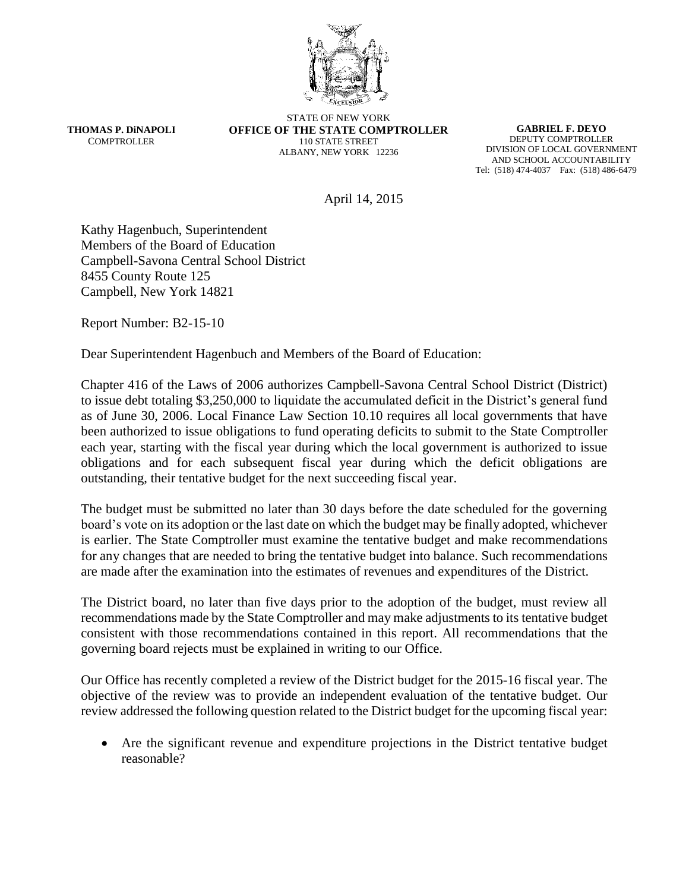THOMAS P. DiNAPOLI
COMPTROLLER

STATE OF NEW YORK
**OFFICE OF THE STATE COMPTROLLER**
110 STATE STREET
ALBANY, NEW YORK 12236

**GABRIEL F. DEYO**
DEPUTY COMPTROLLER
DIVISION OF LOCAL GOVERNMENT
AND SCHOOL ACCOUNTABILITY
Tel: (518) 474-4037 Fax: (518) 486-6479

April 14, 2015

Kathy Hagenbuch, Superintendent
Members of the Board of Education
Campbell-Savona Central School District
8455 County Route 125
Campbell, New York 14821

Report Number: B2-15-10

Dear Superintendent Hagenbuch and Members of the Board of Education:

Chapter 416 of the Laws of 2006 authorizes Campbell-Savona Central School District (District) to issue debt totaling $3,250,000 to liquidate the accumulated deficit in the District's general fund as of June 30, 2006. Local Finance Law Section 10.10 requires all local governments that have been authorized to issue obligations to fund operating deficits to submit to the State Comptroller each year, starting with the fiscal year during which the local government is authorized to issue obligations and for each subsequent fiscal year during which the deficit obligations are outstanding, their tentative budget for the next succeeding fiscal year.

The budget must be submitted no later than 30 days before the date scheduled for the governing board's vote on its adoption or the last date on which the budget may be finally adopted, whichever is earlier. The State Comptroller must examine the tentative budget and make recommendations for any changes that are needed to bring the tentative budget into balance. Such recommendations are made after the examination into the estimates of revenues and expenditures of the District.

The District board, no later than five days prior to the adoption of the budget, must review all recommendations made by the State Comptroller and may make adjustments to its tentative budget consistent with those recommendations contained in this report. All recommendations that the governing board rejects must be explained in writing to our Office.

Our Office has recently completed a review of the District budget for the 2015-16 fiscal year. The objective of the review was to provide an independent evaluation of the tentative budget. Our review addressed the following question related to the District budget for the upcoming fiscal year:

- Are the significant revenue and expenditure projections in the District tentative budget reasonable?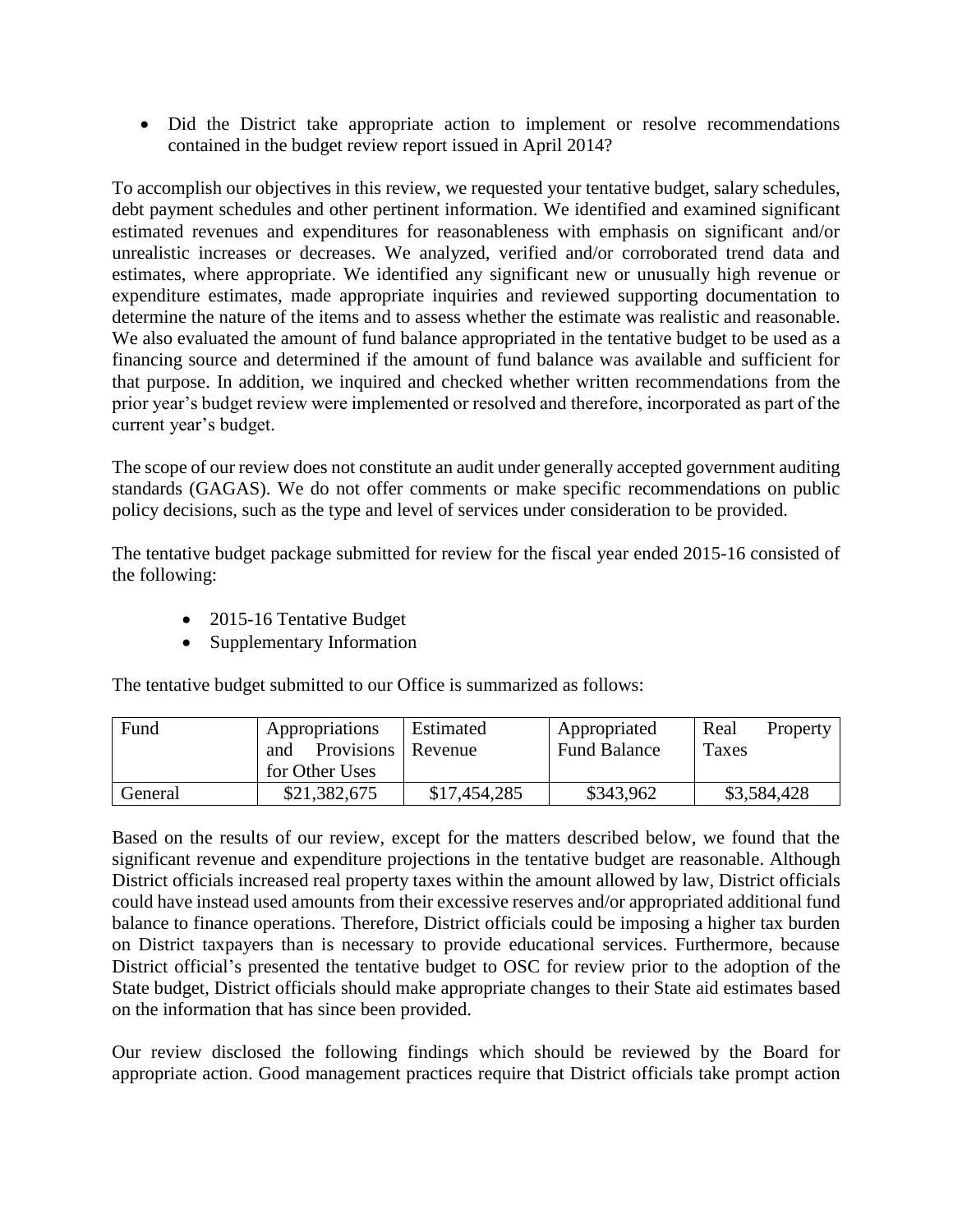- Did the District take appropriate action to implement or resolve recommendations contained in the budget review report issued in April 2014?

To accomplish our objectives in this review, we requested your tentative budget, salary schedules, debt payment schedules and other pertinent information. We identified and examined significant estimated revenues and expenditures for reasonableness with emphasis on significant and/or unrealistic increases or decreases. We analyzed, verified and/or corroborated trend data and estimates, where appropriate. We identified any significant new or unusually high revenue or expenditure estimates, made appropriate inquiries and reviewed supporting documentation to determine the nature of the items and to assess whether the estimate was realistic and reasonable. We also evaluated the amount of fund balance appropriated in the tentative budget to be used as a financing source and determined if the amount of fund balance was available and sufficient for that purpose. In addition, we inquired and checked whether written recommendations from the prior year's budget review were implemented or resolved and therefore, incorporated as part of the current year's budget.

The scope of our review does not constitute an audit under generally accepted government auditing standards (GAGAS). We do not offer comments or make specific recommendations on public policy decisions, such as the type and level of services under consideration to be provided.

The tentative budget package submitted for review for the fiscal year ended 2015-16 consisted of the following:

- 2015-16 Tentative Budget
- Supplementary Information

The tentative budget submitted to our Office is summarized as follows:

| Fund | Appropriations and Provisions for Other Uses | Estimated Revenue | Appropriated Fund Balance | Real Property Taxes |
|---|---|---|---|---|
| General | $21,382,675 | $17,454,285 | $343,962 | $3,584,428 |

Based on the results of our review, except for the matters described below, we found that the significant revenue and expenditure projections in the tentative budget are reasonable. Although District officials increased real property taxes within the amount allowed by law, District officials could have instead used amounts from their excessive reserves and/or appropriated additional fund balance to finance operations. Therefore, District officials could be imposing a higher tax burden on District taxpayers than is necessary to provide educational services. Furthermore, because District official's presented the tentative budget to OSC for review prior to the adoption of the State budget, District officials should make appropriate changes to their State aid estimates based on the information that has since been provided.

Our review disclosed the following findings which should be reviewed by the Board for appropriate action. Good management practices require that District officials take prompt action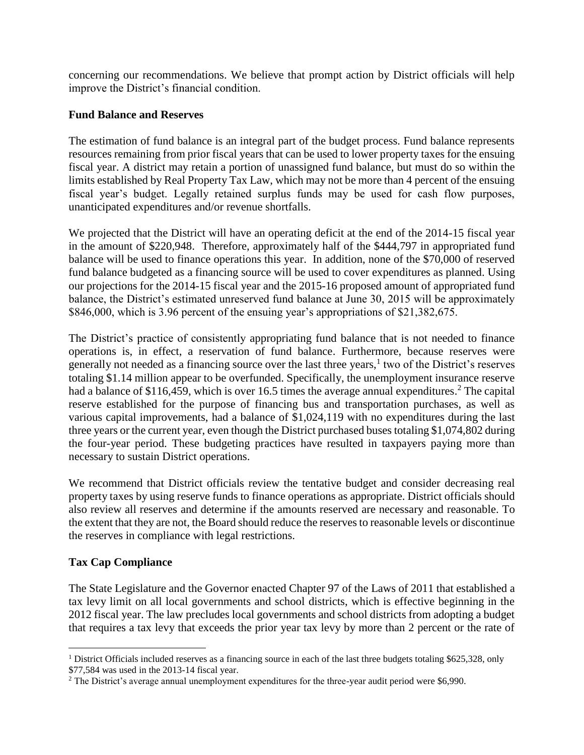concerning our recommendations. We believe that prompt action by District officials will help improve the District's financial condition.

**Fund Balance and Reserves**

The estimation of fund balance is an integral part of the budget process. Fund balance represents resources remaining from prior fiscal years that can be used to lower property taxes for the ensuing fiscal year. A district may retain a portion of unassigned fund balance, but must do so within the limits established by Real Property Tax Law, which may not be more than 4 percent of the ensuing fiscal year's budget. Legally retained surplus funds may be used for cash flow purposes, unanticipated expenditures and/or revenue shortfalls.

We projected that the District will have an operating deficit at the end of the 2014-15 fiscal year in the amount of $220,948. Therefore, approximately half of the $444,797 in appropriated fund balance will be used to finance operations this year. In addition, none of the $70,000 of reserved fund balance budgeted as a financing source will be used to cover expenditures as planned. Using our projections for the 2014-15 fiscal year and the 2015-16 proposed amount of appropriated fund balance, the District's estimated unreserved fund balance at June 30, 2015 will be approximately $846,000, which is 3.96 percent of the ensuing year's appropriations of $21,382,675.

The District's practice of consistently appropriating fund balance that is not needed to finance operations is, in effect, a reservation of fund balance. Furthermore, because reserves were generally not needed as a financing source over the last three years,[1] two of the District's reserves totaling $1.14 million appear to be overfunded. Specifically, the unemployment insurance reserve had a balance of $116,459, which is over 16.5 times the average annual expenditures.[2] The capital reserve established for the purpose of financing bus and transportation purchases, as well as various capital improvements, had a balance of $1,024,119 with no expenditures during the last three years or the current year, even though the District purchased buses totaling $1,074,802 during the four-year period. These budgeting practices have resulted in taxpayers paying more than necessary to sustain District operations.

We recommend that District officials review the tentative budget and consider decreasing real property taxes by using reserve funds to finance operations as appropriate. District officials should also review all reserves and determine if the amounts reserved are necessary and reasonable. To the extent that they are not, the Board should reduce the reserves to reasonable levels or discontinue the reserves in compliance with legal restrictions.

**Tax Cap Compliance**

The State Legislature and the Governor enacted Chapter 97 of the Laws of 2011 that established a tax levy limit on all local governments and school districts, which is effective beginning in the 2012 fiscal year. The law precludes local governments and school districts from adopting a budget that requires a tax levy that exceeds the prior year tax levy by more than 2 percent or the rate of

---

[1] District Officials included reserves as a financing source in each of the last three budgets totaling $625,328, only $77,584 was used in the 2013-14 fiscal year.

[2] The District's average annual unemployment expenditures for the three-year audit period were $6,990.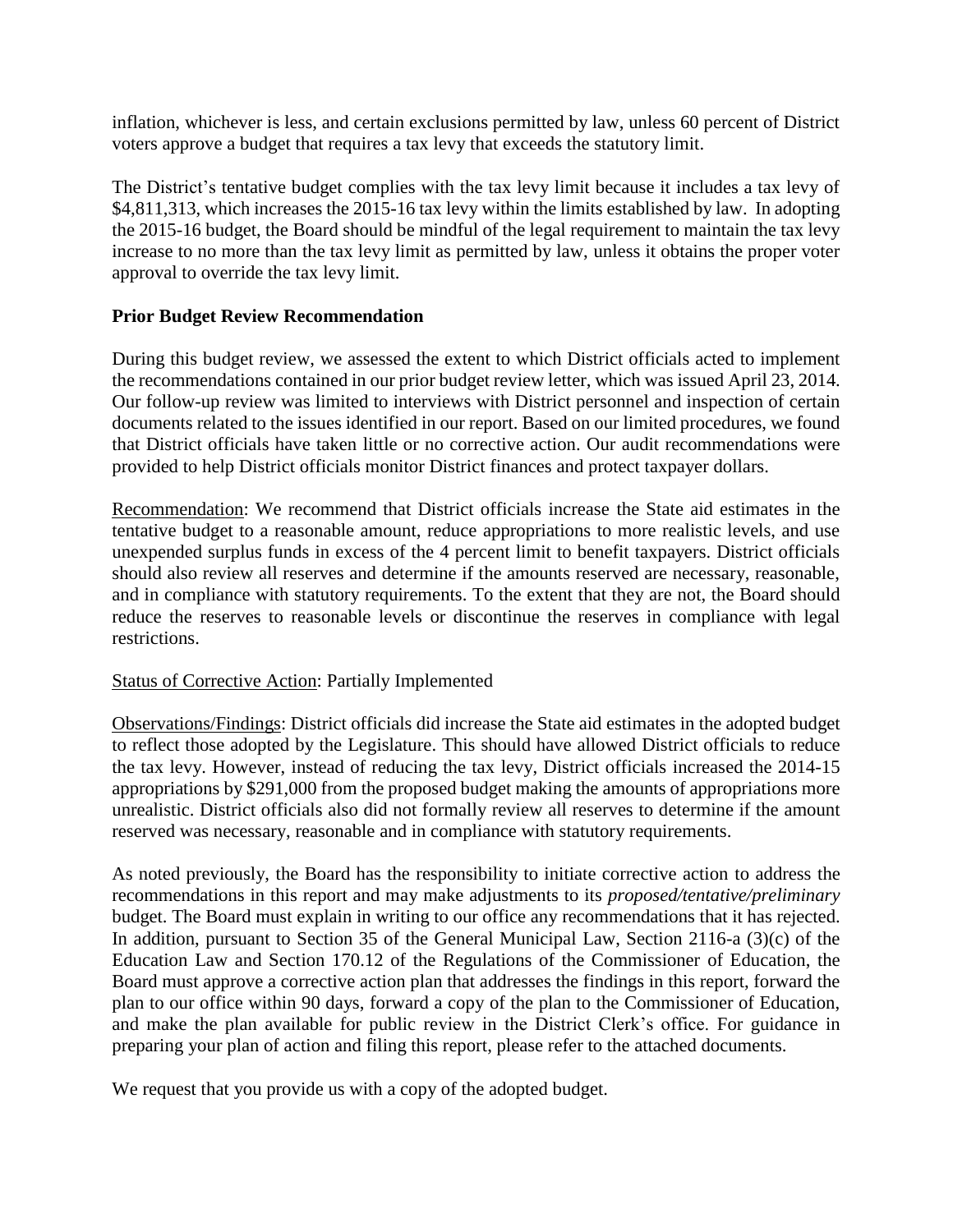inflation, whichever is less, and certain exclusions permitted by law, unless 60 percent of District voters approve a budget that requires a tax levy that exceeds the statutory limit.

The District's tentative budget complies with the tax levy limit because it includes a tax levy of $4,811,313, which increases the 2015-16 tax levy within the limits established by law. In adopting the 2015-16 budget, the Board should be mindful of the legal requirement to maintain the tax levy increase to no more than the tax levy limit as permitted by law, unless it obtains the proper voter approval to override the tax levy limit.

**Prior Budget Review Recommendation**

During this budget review, we assessed the extent to which District officials acted to implement the recommendations contained in our prior budget review letter, which was issued April 23, 2014. Our follow-up review was limited to interviews with District personnel and inspection of certain documents related to the issues identified in our report. Based on our limited procedures, we found that District officials have taken little or no corrective action. Our audit recommendations were provided to help District officials monitor District finances and protect taxpayer dollars.

Recommendation: We recommend that District officials increase the State aid estimates in the tentative budget to a reasonable amount, reduce appropriations to more realistic levels, and use unexpended surplus funds in excess of the 4 percent limit to benefit taxpayers. District officials should also review all reserves and determine if the amounts reserved are necessary, reasonable, and in compliance with statutory requirements. To the extent that they are not, the Board should reduce the reserves to reasonable levels or discontinue the reserves in compliance with legal restrictions.

Status of Corrective Action: Partially Implemented

Observations/Findings: District officials did increase the State aid estimates in the adopted budget to reflect those adopted by the Legislature. This should have allowed District officials to reduce the tax levy. However, instead of reducing the tax levy, District officials increased the 2014-15 appropriations by $291,000 from the proposed budget making the amounts of appropriations more unrealistic. District officials also did not formally review all reserves to determine if the amount reserved was necessary, reasonable and in compliance with statutory requirements.

As noted previously, the Board has the responsibility to initiate corrective action to address the recommendations in this report and may make adjustments to its *proposed/tentative/preliminary* budget. The Board must explain in writing to our office any recommendations that it has rejected. In addition, pursuant to Section 35 of the General Municipal Law, Section 2116-a (3)(c) of the Education Law and Section 170.12 of the Regulations of the Commissioner of Education, the Board must approve a corrective action plan that addresses the findings in this report, forward the plan to our office within 90 days, forward a copy of the plan to the Commissioner of Education, and make the plan available for public review in the District Clerk's office. For guidance in preparing your plan of action and filing this report, please refer to the attached documents.

We request that you provide us with a copy of the adopted budget.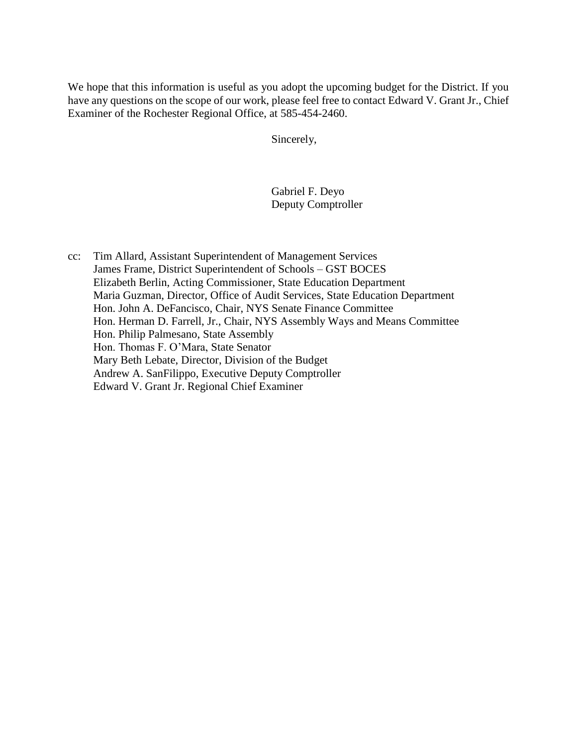We hope that this information is useful as you adopt the upcoming budget for the District. If you have any questions on the scope of our work, please feel free to contact Edward V. Grant Jr., Chief Examiner of the Rochester Regional Office, at 585-454-2460.

Sincerely,

Gabriel F. Deyo
Deputy Comptroller

cc: Tim Allard, Assistant Superintendent of Management Services
James Frame, District Superintendent of Schools – GST BOCES
Elizabeth Berlin, Acting Commissioner, State Education Department
Maria Guzman, Director, Office of Audit Services, State Education Department
Hon. John A. DeFancisco, Chair, NYS Senate Finance Committee
Hon. Herman D. Farrell, Jr., Chair, NYS Assembly Ways and Means Committee
Hon. Philip Palmesano, State Assembly
Hon. Thomas F. O'Mara, State Senator
Mary Beth Lebate, Director, Division of the Budget
Andrew A. SanFilippo, Executive Deputy Comptroller
Edward V. Grant Jr. Regional Chief Examiner